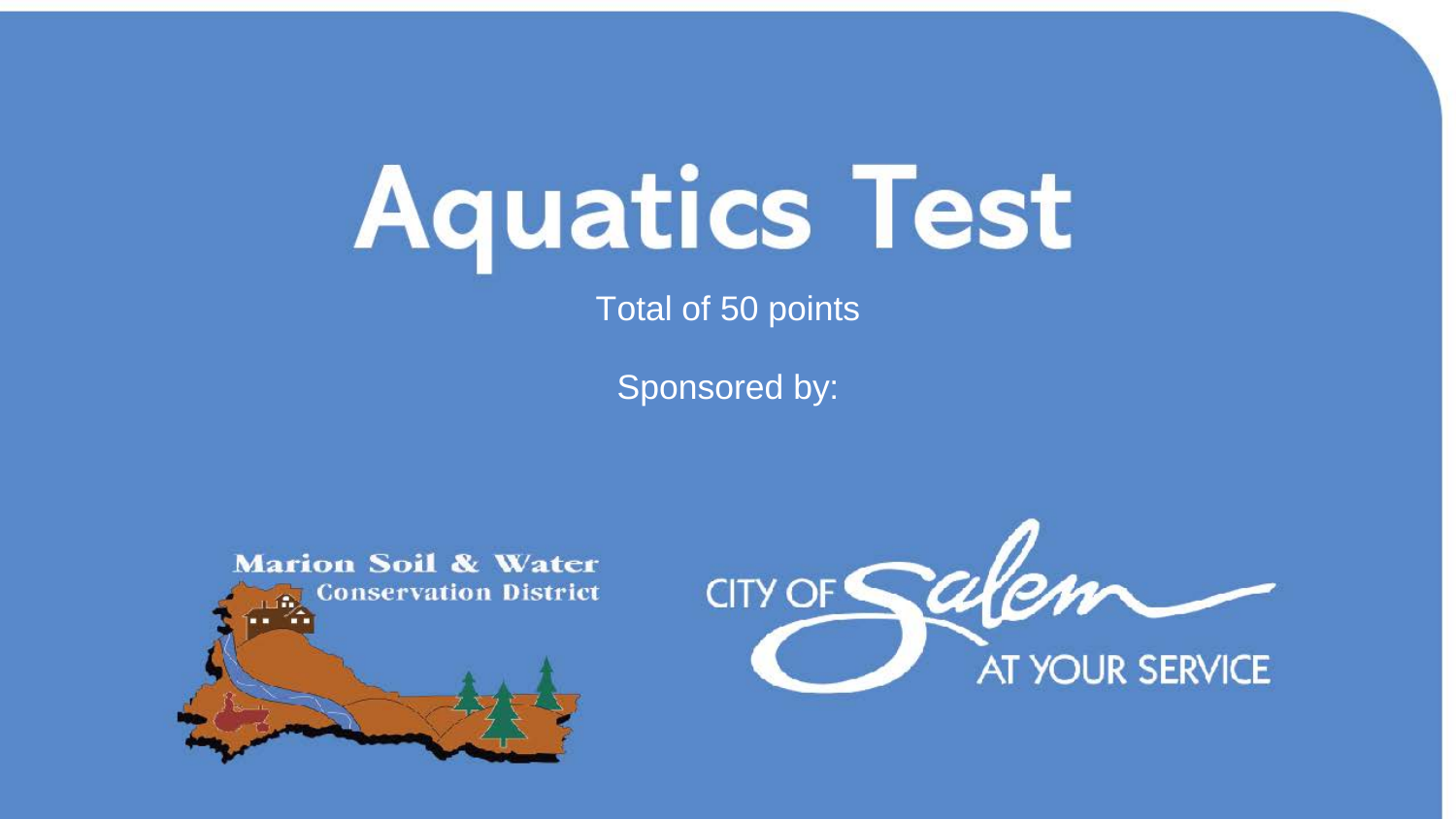# Aquatics Test

Total of 50 points

Sponsored by:

Marion Soil & Water Conservation District

CITY OF Salem AT YOUR SERVICE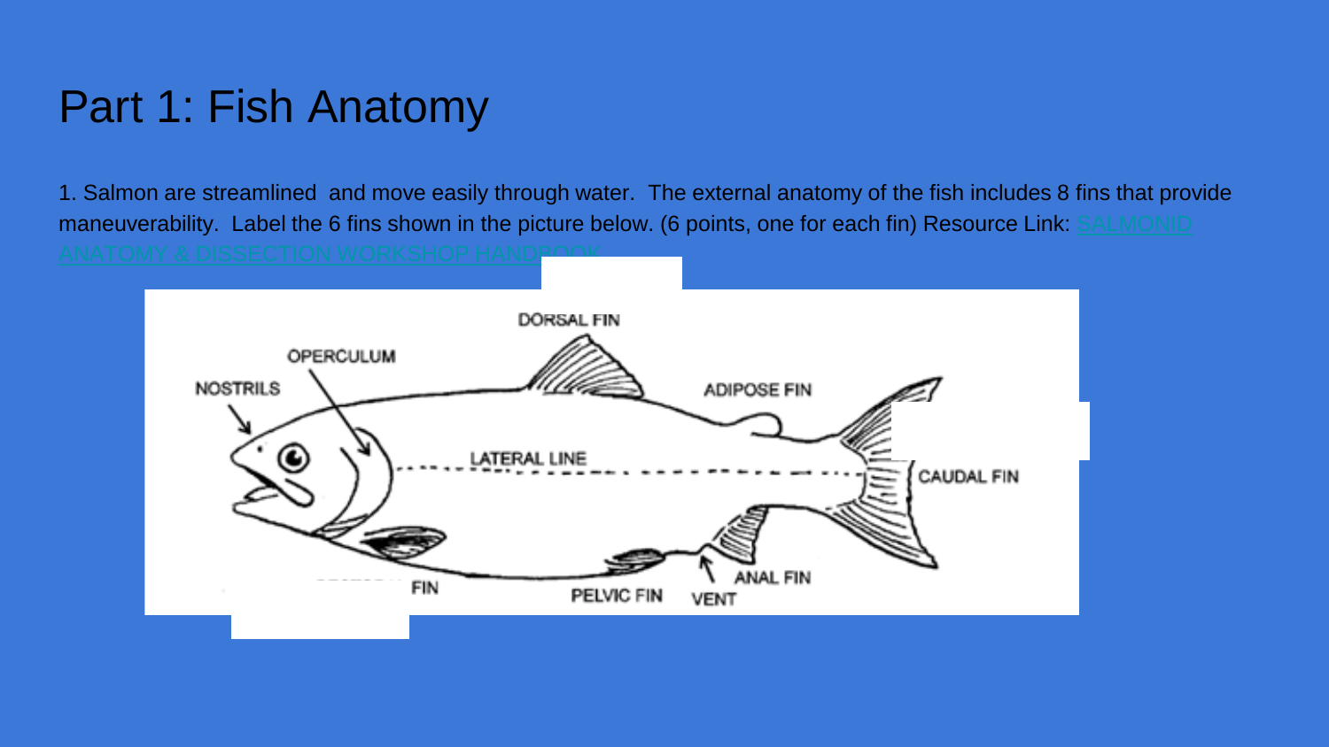# Part 1: Fish Anatomy

1. Salmon are streamlined and move easily through water. The external anatomy of the fish includes 8 fins that provide maneuverability. Label the 6 fins shown in the picture below. (6 points, one for each fin) Resource Link: [SALMONID ANATOMY & DISSECTION WORKSHOP HANDBOOK]

DORSAL FIN

OPERCULUM

NOSTRILS

ADIPOSE FIN

LATERAL LINE

CAUDAL FIN

FIN

PELVIC FIN

VENT

ANAL FIN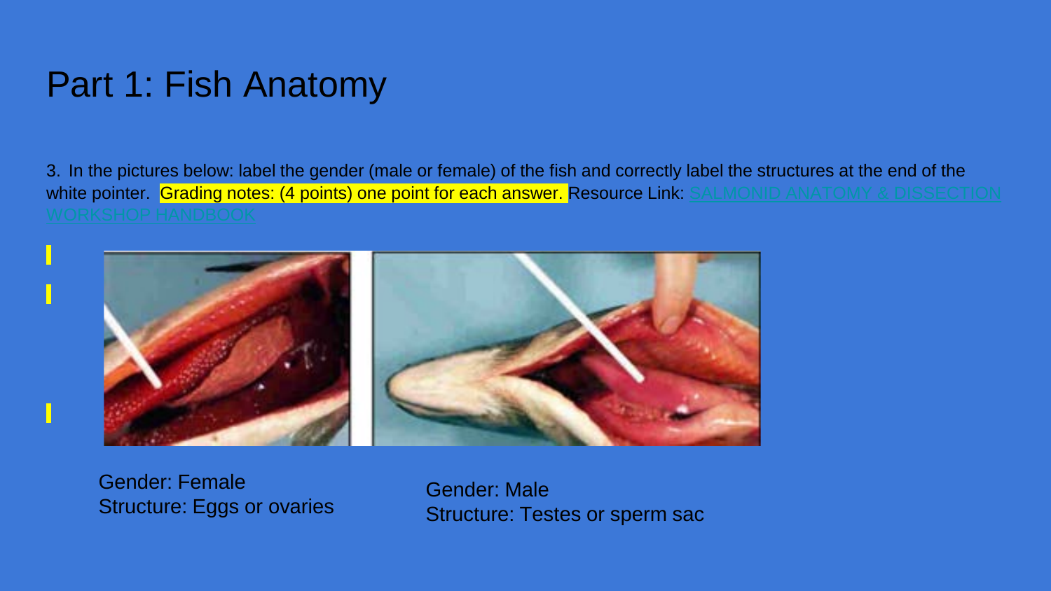# Part 1: Fish Anatomy

3. In the pictures below: label the gender (male or female) of the fish and correctly label the structures at the end of the white pointer. Grading notes: (4 points) one point for each answer. Resource Link: SALMONID ANATOMY & DISSECTION WORKSHOP HANDBOOK

Gender: Female
Structure: Eggs or ovaries

Gender: Male
Structure: Testes or sperm sac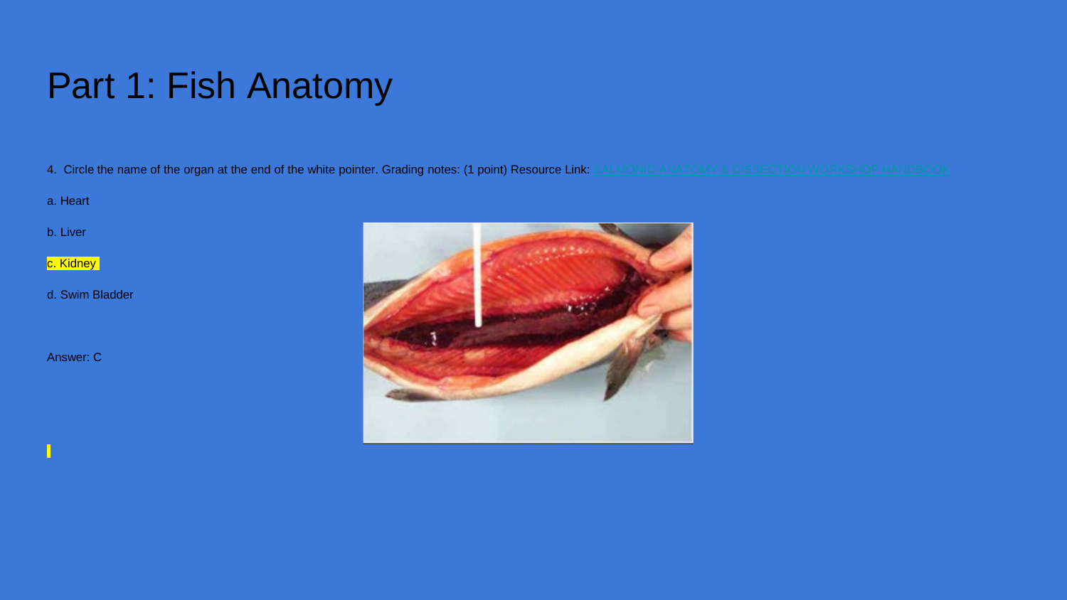# Part 1: Fish Anatomy

4. Circle the name of the organ at the end of the white pointer. Grading notes: (1 point) Resource Link: SALMONID ANATOMY & DISSECTION WORKSHOP HANDBOOK

a. Heart

b. Liver

c. Kidney

d. Swim Bladder

Answer: C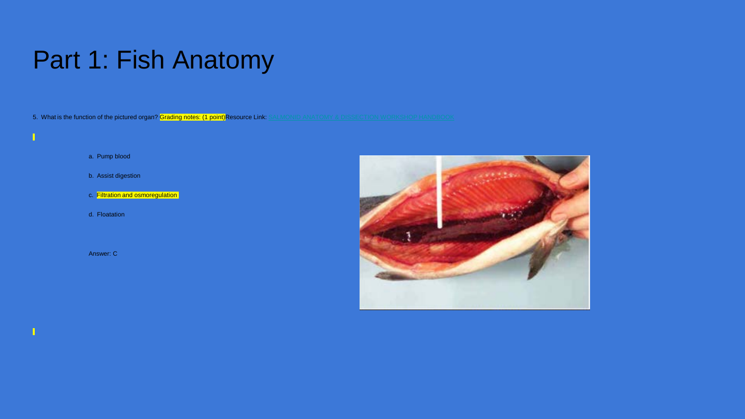# Part 1: Fish Anatomy

5. What is the function of the pictured organ? Grading notes: (1 point) Resource Link: SALMONID ANATOMY & DISSECTION WORKSHOP HANDBOOK

a. Pump blood

b. Assist digestion

c. Filtration and osmoregulation

d. Floatation

Answer: C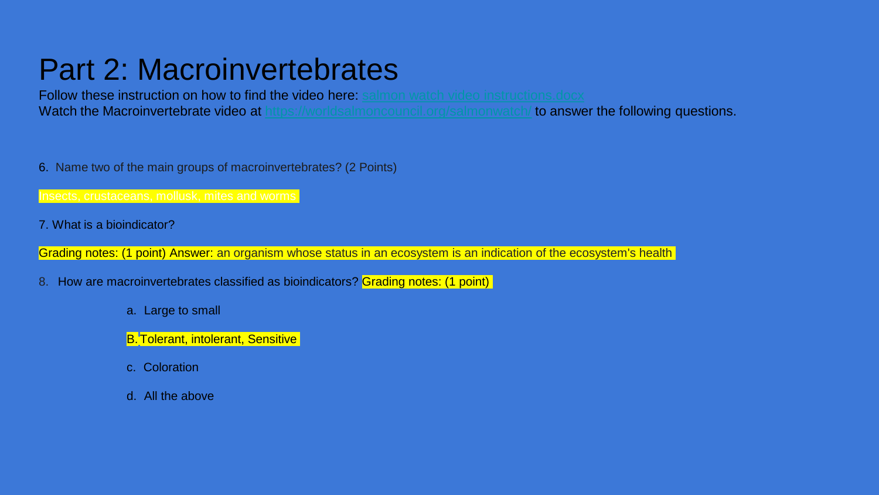# Part 2: Macroinvertebrates

Follow these instruction on how to find the video here: salmon watch video instructions.docx
Watch the Macroinvertebrate video at https://worldsalmoncouncil.org/salmonwatch/ to answer the following questions.

6. Name two of the main groups of macroinvertebrates? (2 Points)

Insects, crustaceans, mollusk, mites and worms

7. What is a bioindicator?

Grading notes: (1 point) Answer: an organism whose status in an ecosystem is an indication of the ecosystem's health

8. How are macroinvertebrates classified as bioindicators? Grading notes: (1 point)

a. Large to small

B. Tolerant, intolerant, Sensitive

c. Coloration

d. All the above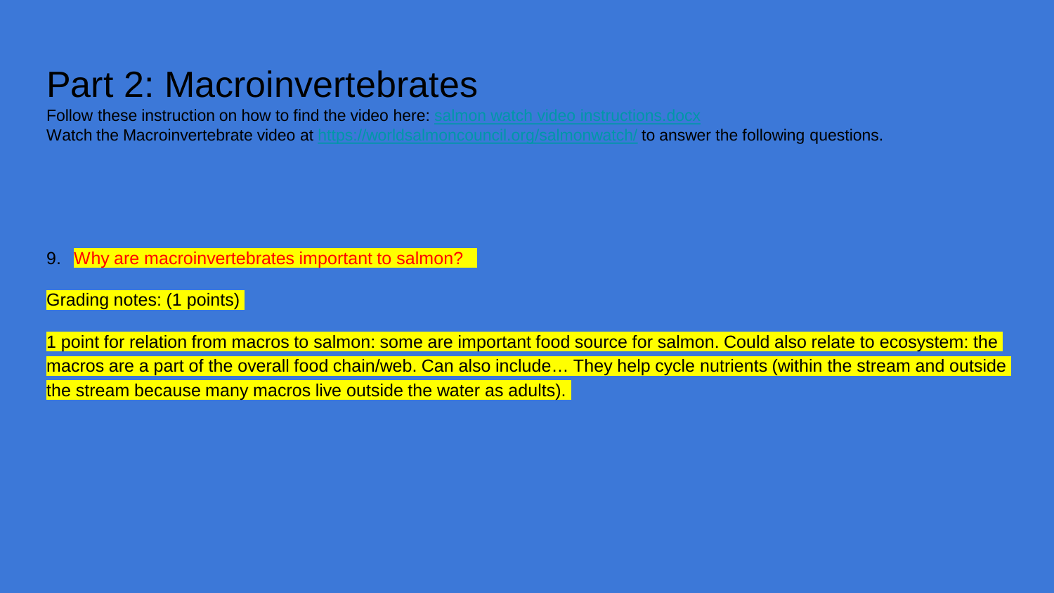# Part 2: Macroinvertebrates

Follow these instruction on how to find the video here: [salmon watch video instructions.docx]()
Watch the Macroinvertebrate video at [https://worldsalmoncouncil.org/salmonwatch/](https://worldsalmoncouncil.org/salmonwatch/) to answer the following questions.

9. Why are macroinvertebrates important to salmon?

Grading notes: (1 points)

1 point for relation from macros to salmon: some are important food source for salmon. Could also relate to ecosystem: the macros are a part of the overall food chain/web. Can also include… They help cycle nutrients (within the stream and outside the stream because many macros live outside the water as adults).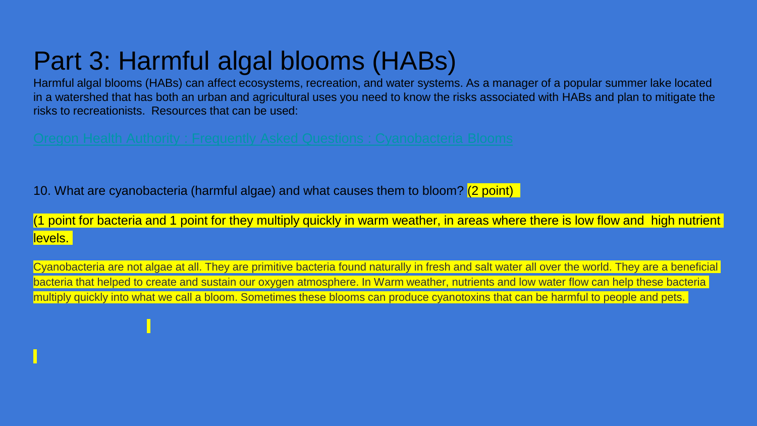# Part 3: Harmful algal blooms (HABs)

Harmful algal blooms (HABs) can affect ecosystems, recreation, and water systems. As a manager of a popular summer lake located in a watershed that has both an urban and agricultural uses you need to know the risks associated with HABs and plan to mitigate the risks to recreationists. Resources that can be used:

Oregon Health Authority : Frequently Asked Questions : Cyanobacteria Blooms

10. What are cyanobacteria (harmful algae) and what causes them to bloom? (2 point)

(1 point for bacteria and 1 point for they multiply quickly in warm weather, in areas where there is low flow and high nutrient levels.

Cyanobacteria are not algae at all. They are primitive bacteria found naturally in fresh and salt water all over the world. They are a beneficial bacteria that helped to create and sustain our oxygen atmosphere. In Warm weather, nutrients and low water flow can help these bacteria multiply quickly into what we call a bloom. Sometimes these blooms can produce cyanotoxins that can be harmful to people and pets.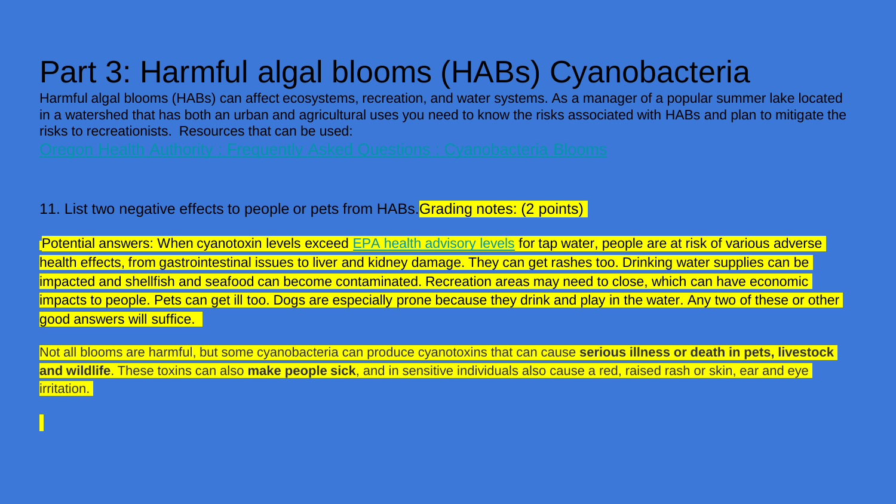# Part 3: Harmful algal blooms (HABs) Cyanobacteria

Harmful algal blooms (HABs) can affect ecosystems, recreation, and water systems. As a manager of a popular summer lake located in a watershed that has both an urban and agricultural uses you need to know the risks associated with HABs and plan to mitigate the risks to recreationists. Resources that can be used:

Oregon Health Authority : Frequently Asked Questions : Cyanobacteria Blooms

11. List two negative effects to people or pets from HABs. Grading notes: (2 points)

Potential answers: When cyanotoxin levels exceed EPA health advisory levels for tap water, people are at risk of various adverse health effects, from gastrointestinal issues to liver and kidney damage. They can get rashes too. Drinking water supplies can be impacted and shellfish and seafood can become contaminated. Recreation areas may need to close, which can have economic impacts to people. Pets can get ill too. Dogs are especially prone because they drink and play in the water. Any two of these or other good answers will suffice.

Not all blooms are harmful, but some cyanobacteria can produce cyanotoxins that can cause **serious illness or death in pets, livestock and wildlife**. These toxins can also **make people sick**, and in sensitive individuals also cause a red, raised rash or skin, ear and eye irritation.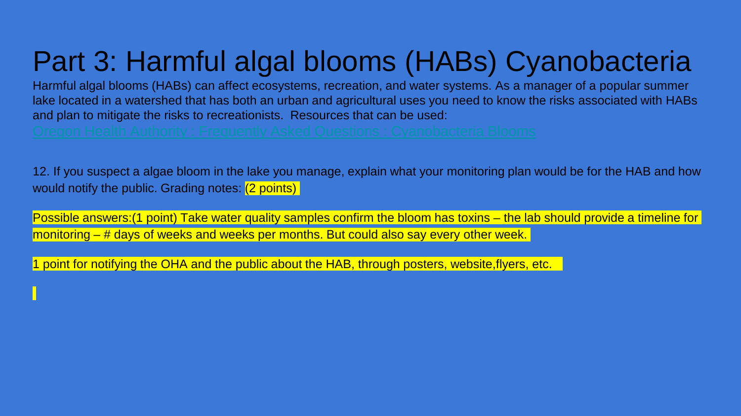# Part 3: Harmful algal blooms (HABs) Cyanobacteria

Harmful algal blooms (HABs) can affect ecosystems, recreation, and water systems. As a manager of a popular summer lake located in a watershed that has both an urban and agricultural uses you need to know the risks associated with HABs and plan to mitigate the risks to recreationists. Resources that can be used:

Oregon Health Authority : Frequently Asked Questions : Cyanobacteria Blooms

12. If you suspect a algae bloom in the lake you manage, explain what your monitoring plan would be for the HAB and how would notify the public. Grading notes: (2 points)

Possible answers:(1 point) Take water quality samples confirm the bloom has toxins – the lab should provide a timeline for monitoring – # days of weeks and weeks per months. But could also say every other week.

1 point for notifying the OHA and the public about the HAB, through posters, website,flyers, etc.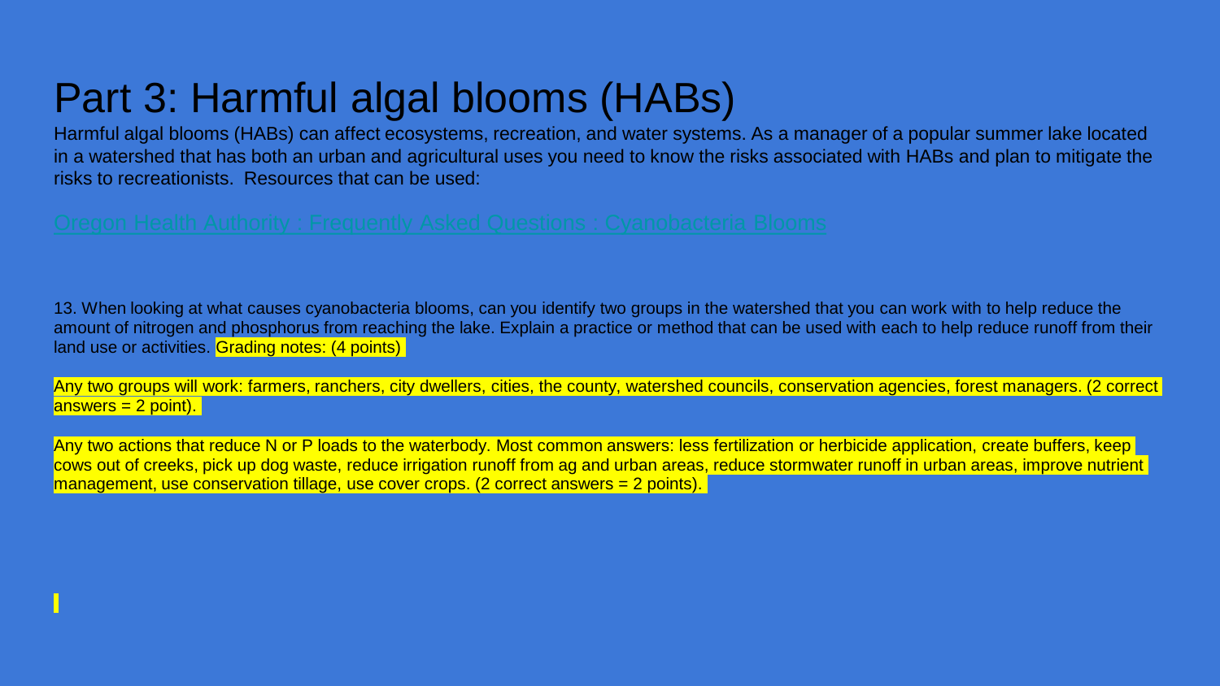# Part 3: Harmful algal blooms (HABs)

Harmful algal blooms (HABs) can affect ecosystems, recreation, and water systems. As a manager of a popular summer lake located in a watershed that has both an urban and agricultural uses you need to know the risks associated with HABs and plan to mitigate the risks to recreationists.  Resources that can be used:

Oregon Health Authority : Frequently Asked Questions : Cyanobacteria Blooms

13. When looking at what causes cyanobacteria blooms, can you identify two groups in the watershed that you can work with to help reduce the amount of nitrogen and phosphorus from reaching the lake. Explain a practice or method that can be used with each to help reduce runoff from their land use or activities. Grading notes: (4 points)

Any two groups will work: farmers, ranchers, city dwellers, cities, the county, watershed councils, conservation agencies, forest managers. (2 correct answers = 2 point).

Any two actions that reduce N or P loads to the waterbody. Most common answers: less fertilization or herbicide application, create buffers, keep cows out of creeks, pick up dog waste, reduce irrigation runoff from ag and urban areas, reduce stormwater runoff in urban areas, improve nutrient management, use conservation tillage, use cover crops. (2 correct answers = 2 points).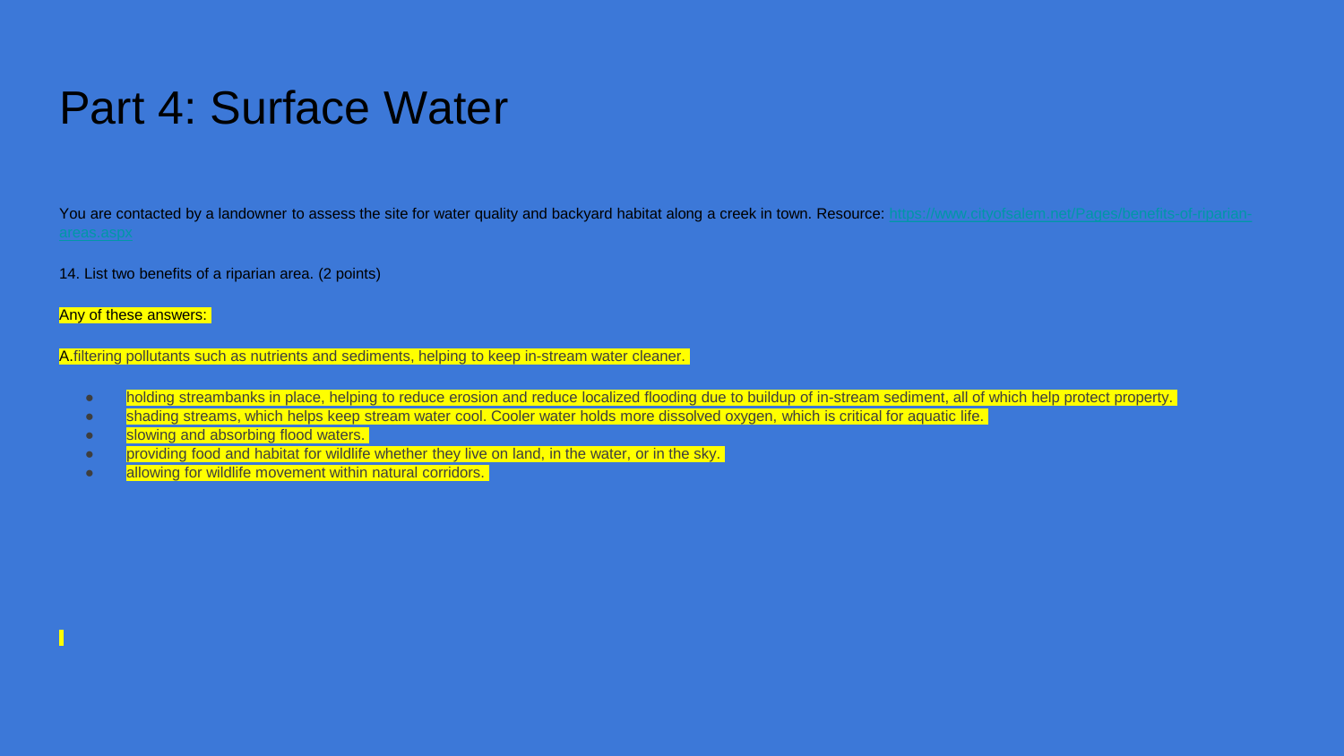# Part 4: Surface Water

You are contacted by a landowner to assess the site for water quality and backyard habitat along a creek in town. Resource: https://www.cityofsalem.net/Pages/benefits-of-riparian-areas.aspx

14. List two benefits of a riparian area. (2 points)

Any of these answers:

A.filtering pollutants such as nutrients and sediments, helping to keep in-stream water cleaner.

- holding streambanks in place, helping to reduce erosion and reduce localized flooding due to buildup of in-stream sediment, all of which help protect property.
- shading streams, which helps keep stream water cool. Cooler water holds more dissolved oxygen, which is critical for aquatic life.
- slowing and absorbing flood waters.
- providing food and habitat for wildlife whether they live on land, in the water, or in the sky.
- allowing for wildlife movement within natural corridors.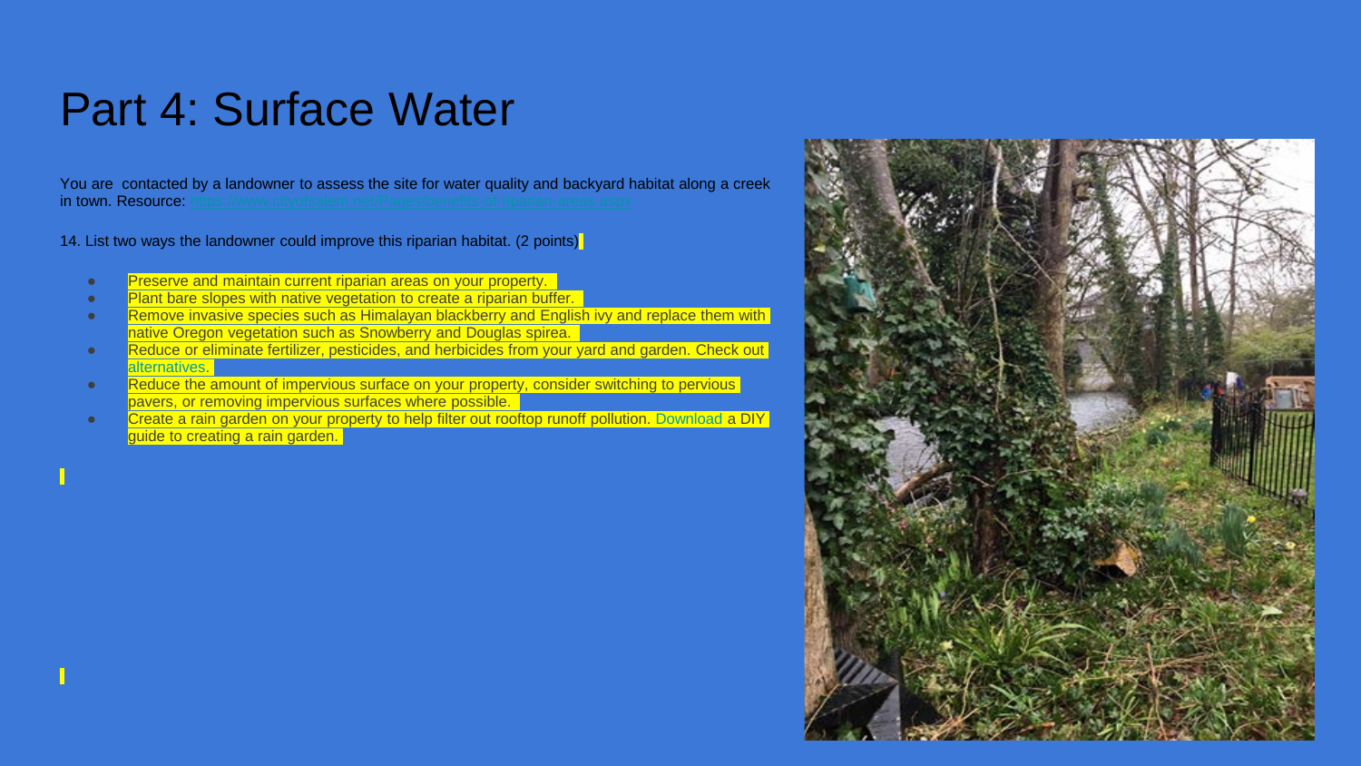# Part 4: Surface Water

You are contacted by a landowner to assess the site for water quality and backyard habitat along a creek in town. Resource: https://www.cityofsalem.net/Pages/benefits-of-riparian-areas.aspx

14. List two ways the landowner could improve this riparian habitat. (2 points)

- Preserve and maintain current riparian areas on your property.
- Plant bare slopes with native vegetation to create a riparian buffer.
- Remove invasive species such as Himalayan blackberry and English ivy and replace them with native Oregon vegetation such as Snowberry and Douglas spirea.
- Reduce or eliminate fertilizer, pesticides, and herbicides from your yard and garden. Check out alternatives.
- Reduce the amount of impervious surface on your property, consider switching to pervious pavers, or removing impervious surfaces where possible.
- Create a rain garden on your property to help filter out rooftop runoff pollution. Download a DIY guide to creating a rain garden.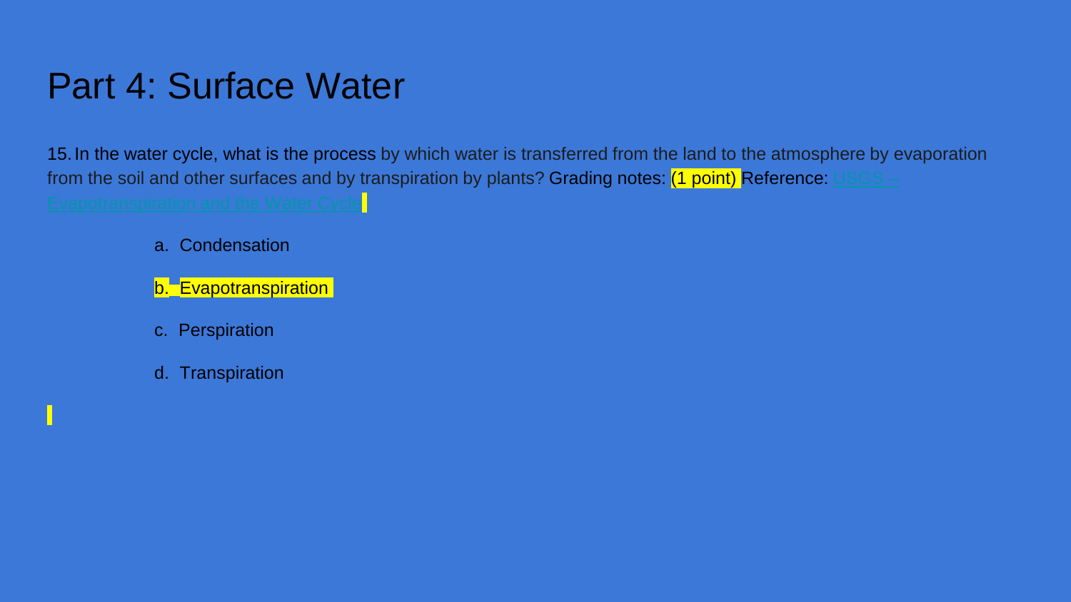# Part 4: Surface Water

15. In the water cycle, what is the process by which water is transferred from the land to the atmosphere by evaporation from the soil and other surfaces and by transpiration by plants? Grading notes: (1 point) Reference: [USGS – Evapotranspiration and the Water Cycle]

a. Condensation

b. **Evapotranspiration**

c. Perspiration

d. Transpiration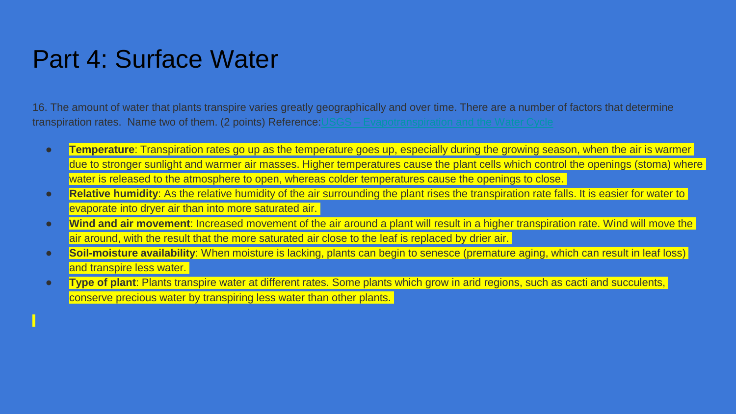# Part 4: Surface Water

16. The amount of water that plants transpire varies greatly geographically and over time. There are a number of factors that determine transpiration rates. Name two of them. (2 points) Reference: USGS -- Evapotranspiration and the Water Cycle

- **Temperature**: Transpiration rates go up as the temperature goes up, especially during the growing season, when the air is warmer due to stronger sunlight and warmer air masses. Higher temperatures cause the plant cells which control the openings (stoma) where water is released to the atmosphere to open, whereas colder temperatures cause the openings to close.
- **Relative humidity**: As the relative humidity of the air surrounding the plant rises the transpiration rate falls. It is easier for water to evaporate into dryer air than into more saturated air.
- **Wind and air movement**: Increased movement of the air around a plant will result in a higher transpiration rate. Wind will move the air around, with the result that the more saturated air close to the leaf is replaced by drier air.
- **Soil-moisture availability**: When moisture is lacking, plants can begin to senesce (premature aging, which can result in leaf loss) and transpire less water.
- **Type of plant**: Plants transpire water at different rates. Some plants which grow in arid regions, such as cacti and succulents, conserve precious water by transpiring less water than other plants.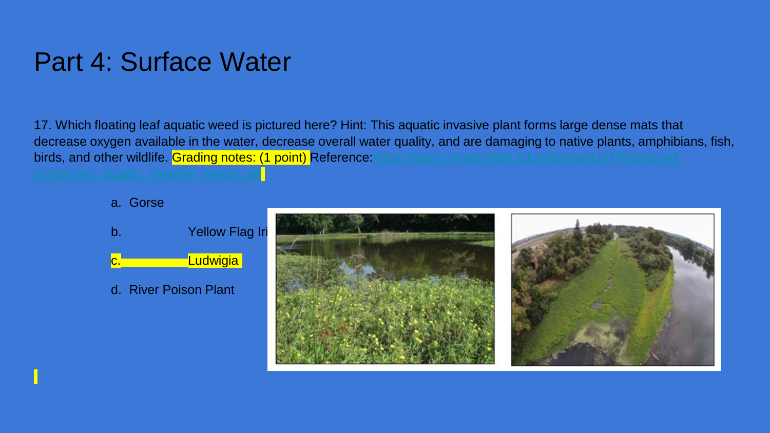# Part 4: Surface Water

17. Which floating leaf aquatic weed is pictured here? Hint: This aquatic invasive plant forms large dense mats that decrease oxygen available in the water, decrease overall water quality, and are damaging to native plants, amphibians, fish, birds, and other wildlife. Grading notes: (1 point) Reference: https://agsci.oregonstate.edu/sites/agscid7/files/ag-ed-sci/sytsma_aquatic_invasive_weeds.pdf

a. Gorse

b. Yellow Flag Iri

c. Ludwigia

d. River Poison Plant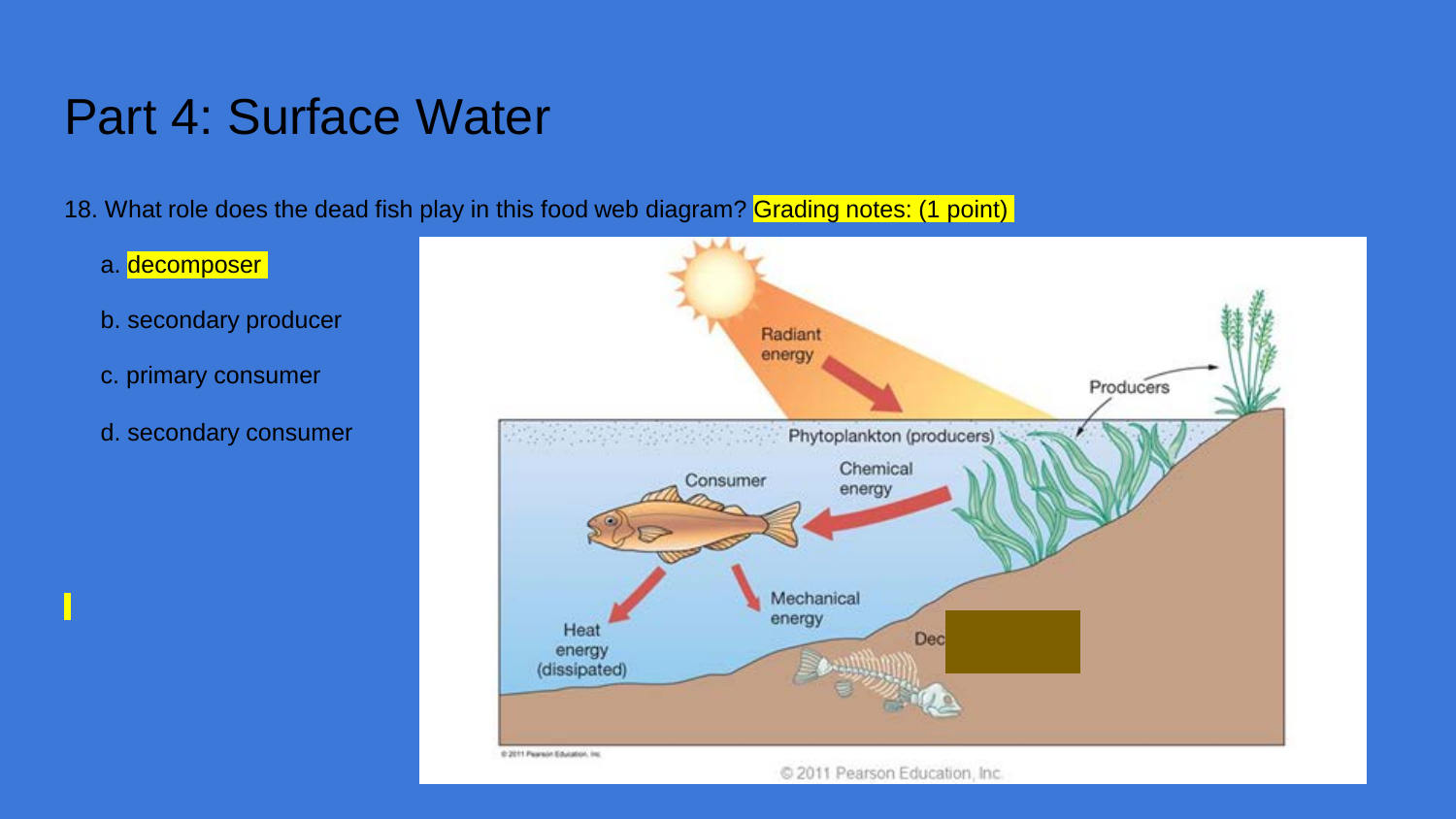# Part 4: Surface Water

18. What role does the dead fish play in this food web diagram? Grading notes: (1 point)

a. decomposer

b. secondary producer

c. primary consumer

d. secondary consumer

Radiant energy

Producers

Phytoplankton (producers)

Consumer

Chemical energy

Heat energy (dissipated)

Mechanical energy

Dec

© 2011 Pearson Education, Inc.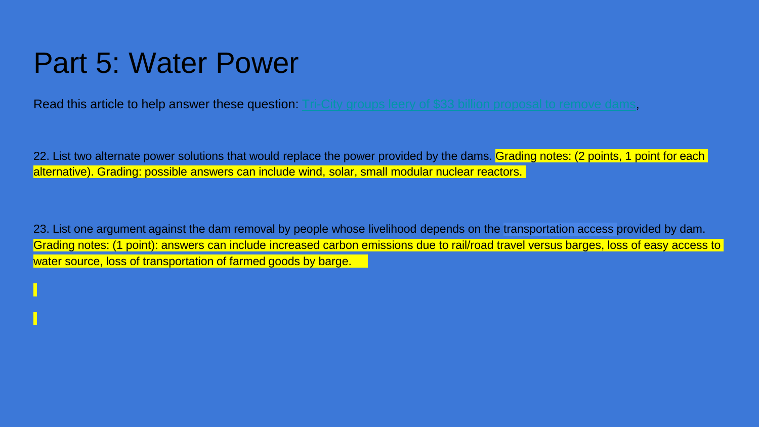# Part 5: Water Power

Read this article to help answer these question: Tri-City groups leery of $33 billion proposal to remove dams,

22. List two alternate power solutions that would replace the power provided by the dams. Grading notes: (2 points, 1 point for each alternative). Grading: possible answers can include wind, solar, small modular nuclear reactors.

23. List one argument against the dam removal by people whose livelihood depends on the transportation access provided by dam. Grading notes: (1 point): answers can include increased carbon emissions due to rail/road travel versus barges, loss of easy access to water source, loss of transportation of farmed goods by barge.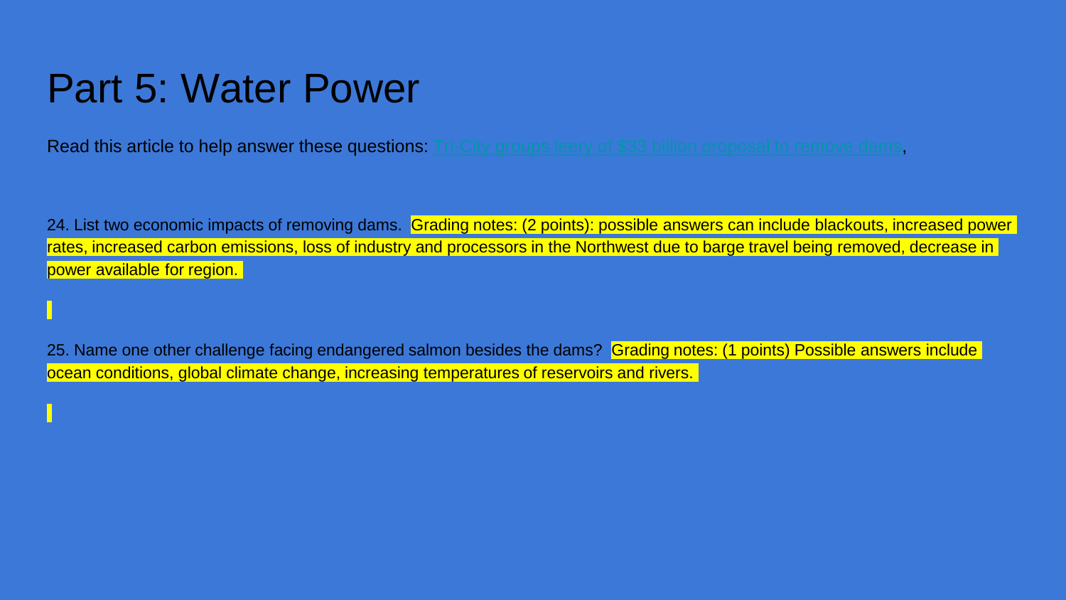# Part 5: Water Power

Read this article to help answer these questions: [Tri-City groups leery of $33 billion proposal to remove dams](),

24. List two economic impacts of removing dams. Grading notes: (2 points): possible answers can include blackouts, increased power rates, increased carbon emissions, loss of industry and processors in the Northwest due to barge travel being removed, decrease in power available for region.

25. Name one other challenge facing endangered salmon besides the dams? Grading notes: (1 points) Possible answers include ocean conditions, global climate change, increasing temperatures of reservoirs and rivers.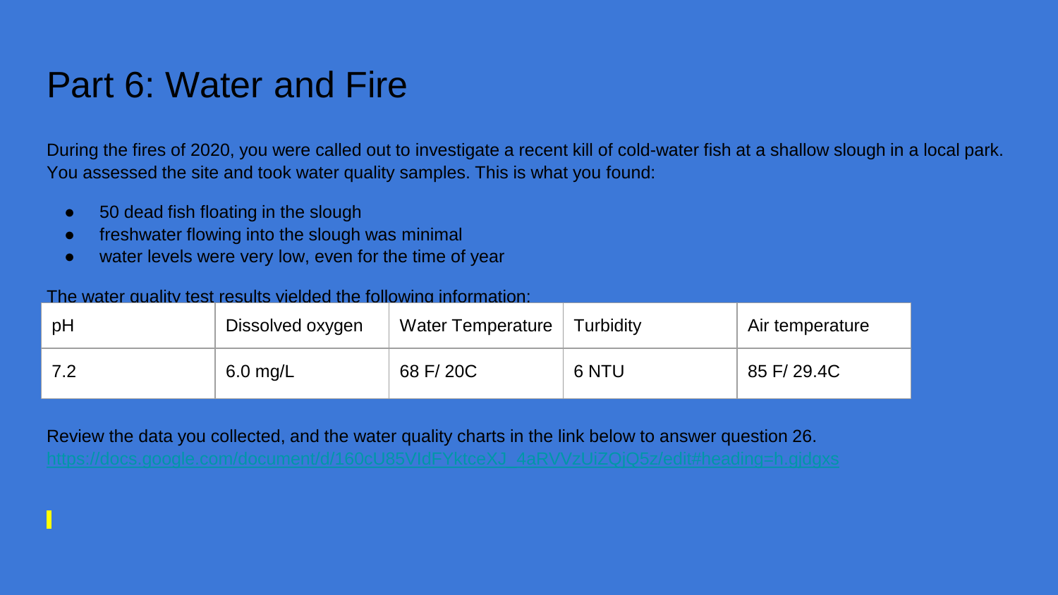# Part 6: Water and Fire

During the fires of 2020, you were called out to investigate a recent kill of cold-water fish at a shallow slough in a local park. You assessed the site and took water quality samples. This is what you found:

- 50 dead fish floating in the slough
- freshwater flowing into the slough was minimal
- water levels were very low, even for the time of year

The water quality test results yielded the following information:

| pH | Dissolved oxygen | Water Temperature | Turbidity | Air temperature |
|---|---|---|---|---|
| 7.2 | 6.0 mg/L | 68 F/ 20C | 6 NTU | 85 F/ 29.4C |

Review the data you collected, and the water quality charts in the link below to answer question 26.
https://docs.google.com/document/d/160cU85VldFYktceXJ_4aRVVzUlZQjO5z/edit#heading=h.gjdgxs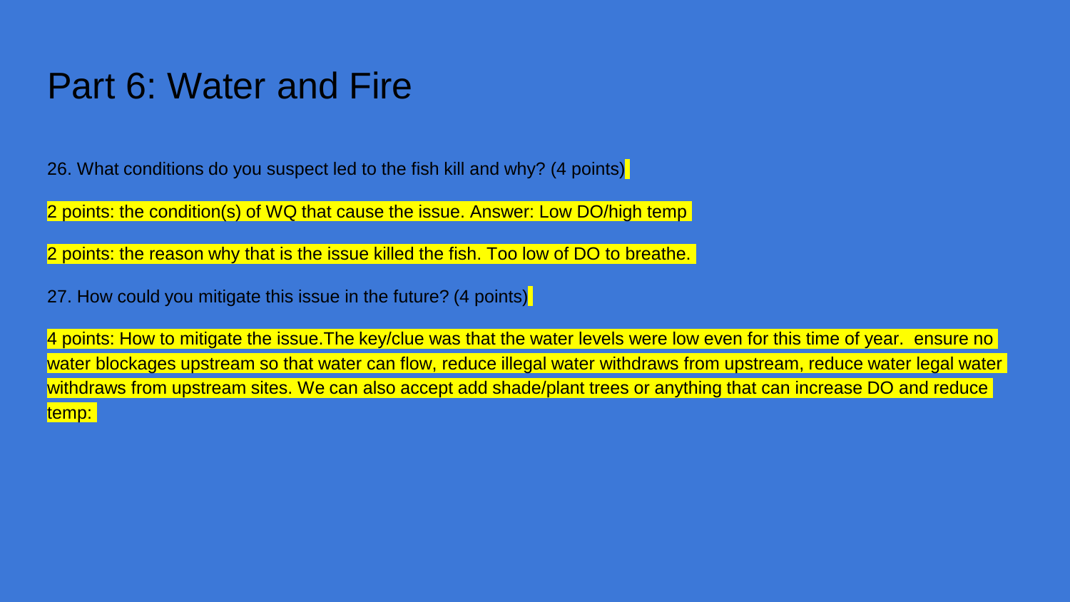# Part 6: Water and Fire

26. What conditions do you suspect led to the fish kill and why? (4 points)

2 points: the condition(s) of WQ that cause the issue. Answer: Low DO/high temp

2 points: the reason why that is the issue killed the fish. Too low of DO to breathe.

27. How could you mitigate this issue in the future? (4 points)

4 points: How to mitigate the issue.The key/clue was that the water levels were low even for this time of year.  ensure no water blockages upstream so that water can flow, reduce illegal water withdraws from upstream, reduce water legal water withdraws from upstream sites. We can also accept add shade/plant trees or anything that can increase DO and reduce temp: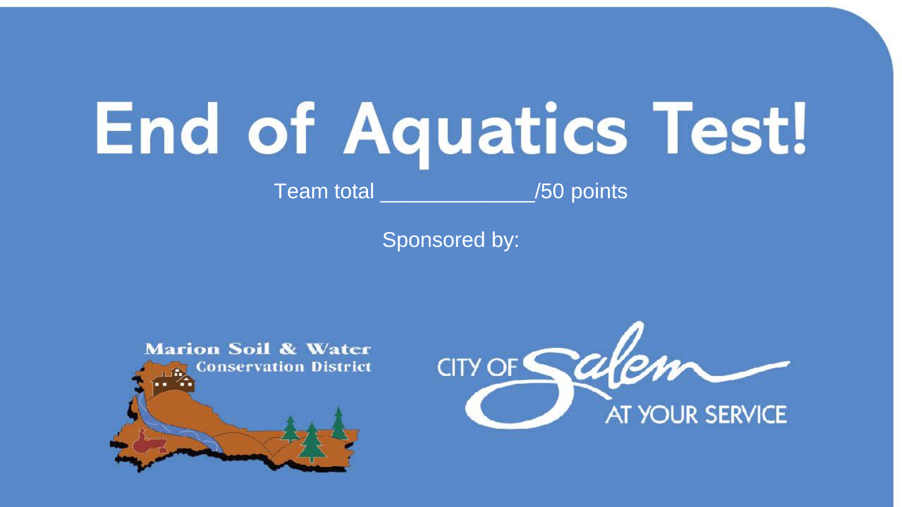# End of Aquatics Test!

Team total ____________/50 points

Sponsored by:

Marion Soil & Water Conservation District

CITY OF Salem AT YOUR SERVICE